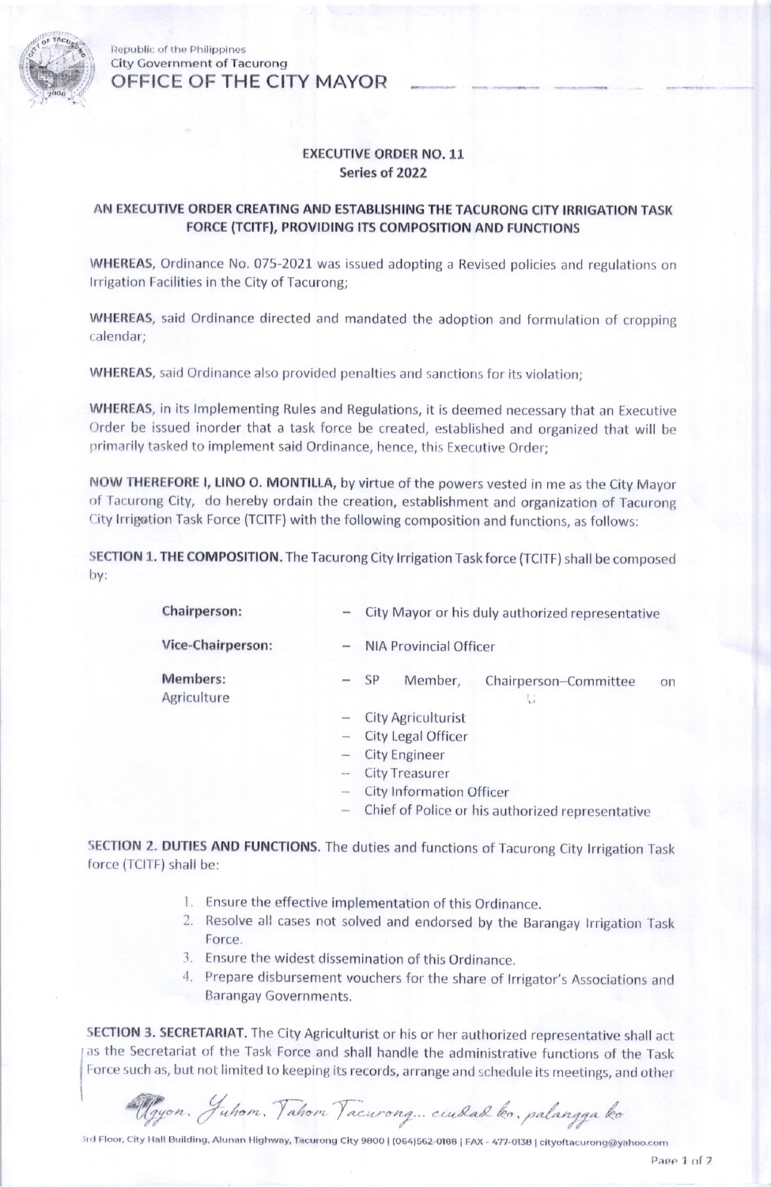Republic of the Philippines
City Government of Tacurong
OFFICE OF THE CITY MAYOR

## EXECUTIVE ORDER NO. 11
## Series of 2022

### AN EXECUTIVE ORDER CREATING AND ESTABLISHING THE TACURONG CITY IRRIGATION TASK FORCE (TCITF), PROVIDING ITS COMPOSITION AND FUNCTIONS

**WHEREAS,** Ordinance No. 075-2021 was issued adopting a Revised policies and regulations on Irrigation Facilities in the City of Tacurong;

**WHEREAS,** said Ordinance directed and mandated the adoption and formulation of cropping calendar;

**WHEREAS,** said Ordinance also provided penalties and sanctions for its violation;

**WHEREAS,** in its Implementing Rules and Regulations, it is deemed necessary that an Executive Order be issued inorder that a task force be created, established and organized that will be primarily tasked to implement said Ordinance, hence, this Executive Order;

**NOW THEREFORE I, LINO O. MONTILLA,** by virtue of the powers vested in me as the City Mayor of Tacurong City, do hereby ordain the creation, establishment and organization of Tacurong City Irrigation Task Force (TCITF) with the following composition and functions, as follows:

**SECTION 1. THE COMPOSITION.** The Tacurong City Irrigation Task force (TCITF) shall be composed by:

**Chairperson:** – City Mayor or his duly authorized representative

**Vice-Chairperson:** – NIA Provincial Officer

**Members:**
- SP Member, Chairperson–Committee on Agriculture
- City Agriculturist
- City Legal Officer
- City Engineer
- City Treasurer
- City Information Officer
- Chief of Police or his authorized representative

**SECTION 2. DUTIES AND FUNCTIONS.** The duties and functions of Tacurong City Irrigation Task force (TCITF) shall be:

1. Ensure the effective implementation of this Ordinance.
2. Resolve all cases not solved and endorsed by the Barangay Irrigation Task Force.
3. Ensure the widest dissemination of this Ordinance.
4. Prepare disbursement vouchers for the share of Irrigator's Associations and Barangay Governments.

**SECTION 3. SECRETARIAT.** The City Agriculturist or his or her authorized representative shall act as the Secretariat of the Task Force and shall handle the administrative functions of the Task Force such as, but not limited to keeping its records, arrange and schedule its meetings, and other

*Ugyon, Yuhom, Tahon Tacurong... ciudad ko, palangga ko*

3rd Floor, City Hall Building, Alunan Highway, Tacurong City 9800 | (064)562-0188 | FAX - 477-0138 | cityoftacurong@yahoo.com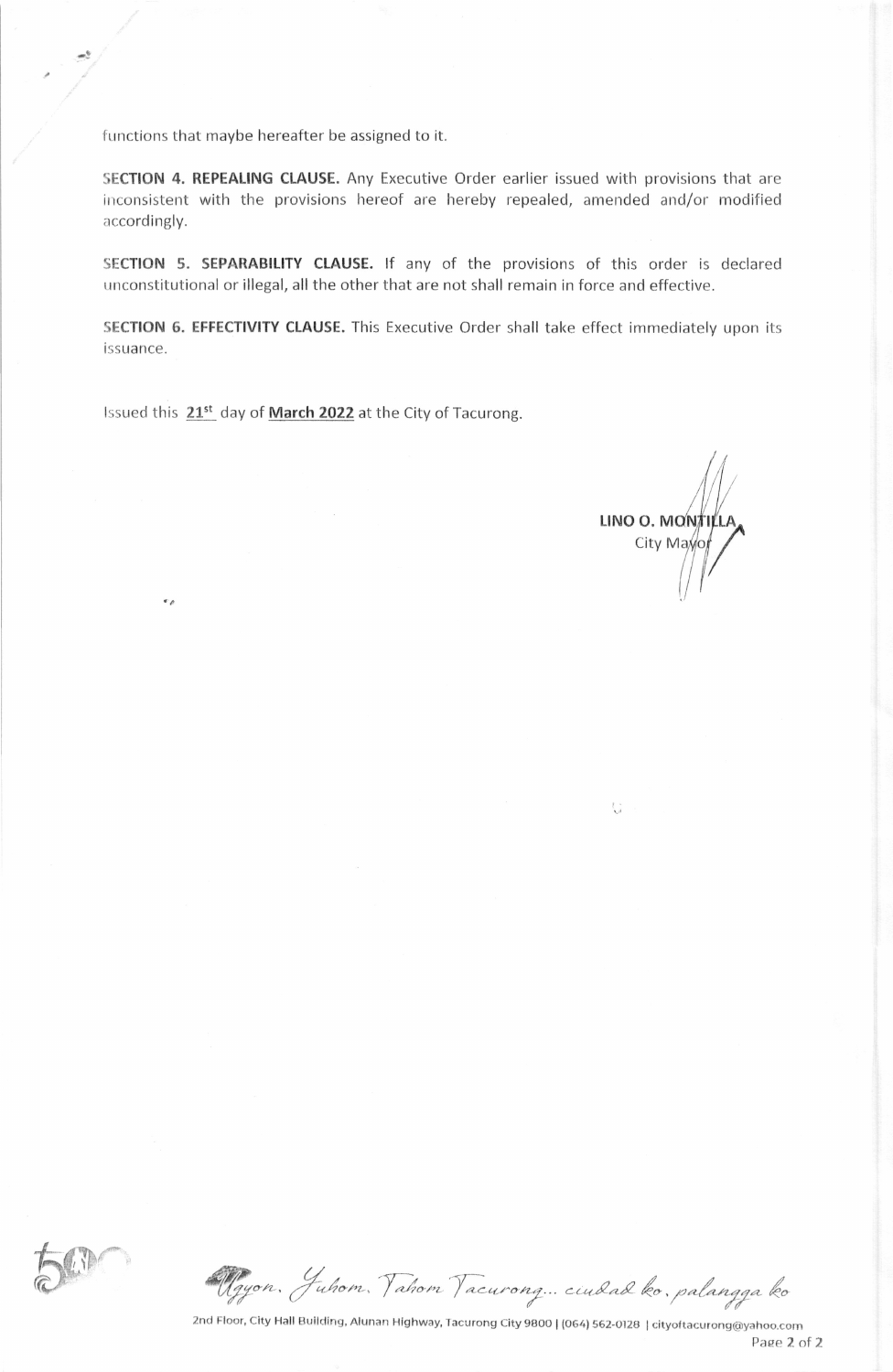functions that maybe hereafter be assigned to it.

**SECTION 4. REPEALING CLAUSE.** Any Executive Order earlier issued with provisions that are inconsistent with the provisions hereof are hereby repealed, amended and/or modified accordingly.

**SECTION 5. SEPARABILITY CLAUSE.** If any of the provisions of this order is declared unconstitutional or illegal, all the other that are not shall remain in force and effective.

**SECTION 6. EFFECTIVITY CLAUSE.** This Executive Order shall take effect immediately upon its issuance.

Issued this **21st** day of **March 2022** at the City of Tacurong.

**LINO O. MONTILLA**
City Mayor

*Ugyon. Yuhom. Tahom Tacurong... ciudad ko, palangga ko*

2nd Floor, City Hall Building, Alunan Highway, Tacurong City 9800 | (064) 562-0128 | cityoftacurong@yahoo.com